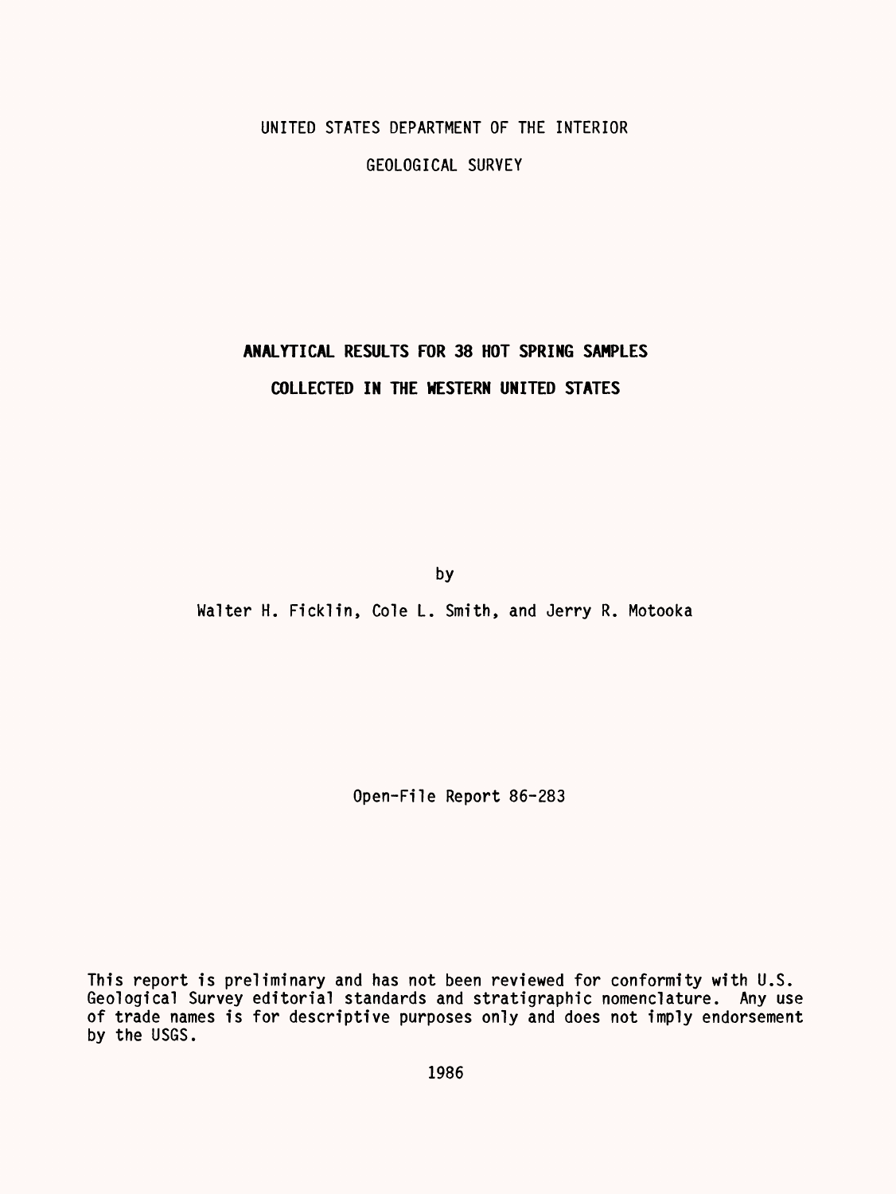UNITED STATES DEPARTMENT OF THE INTERIOR

GEOLOGICAL SURVEY

# ANALYTICAL RESULTS FOR 38 HOT SPRING SAMPLES COLLECTED IN THE WESTERN UNITED STATES

by

Walter H. Ficklin, Cole L. Smith, and Jerry R. Motooka

Open-File Report 86-283

This report is preliminary and has not been reviewed for conformity with U.S. Geological Survey editorial standards and stratigraphic nomenclature. Any use of trade names is for descriptive purposes only and does not imply endorsement by the USGS.

1986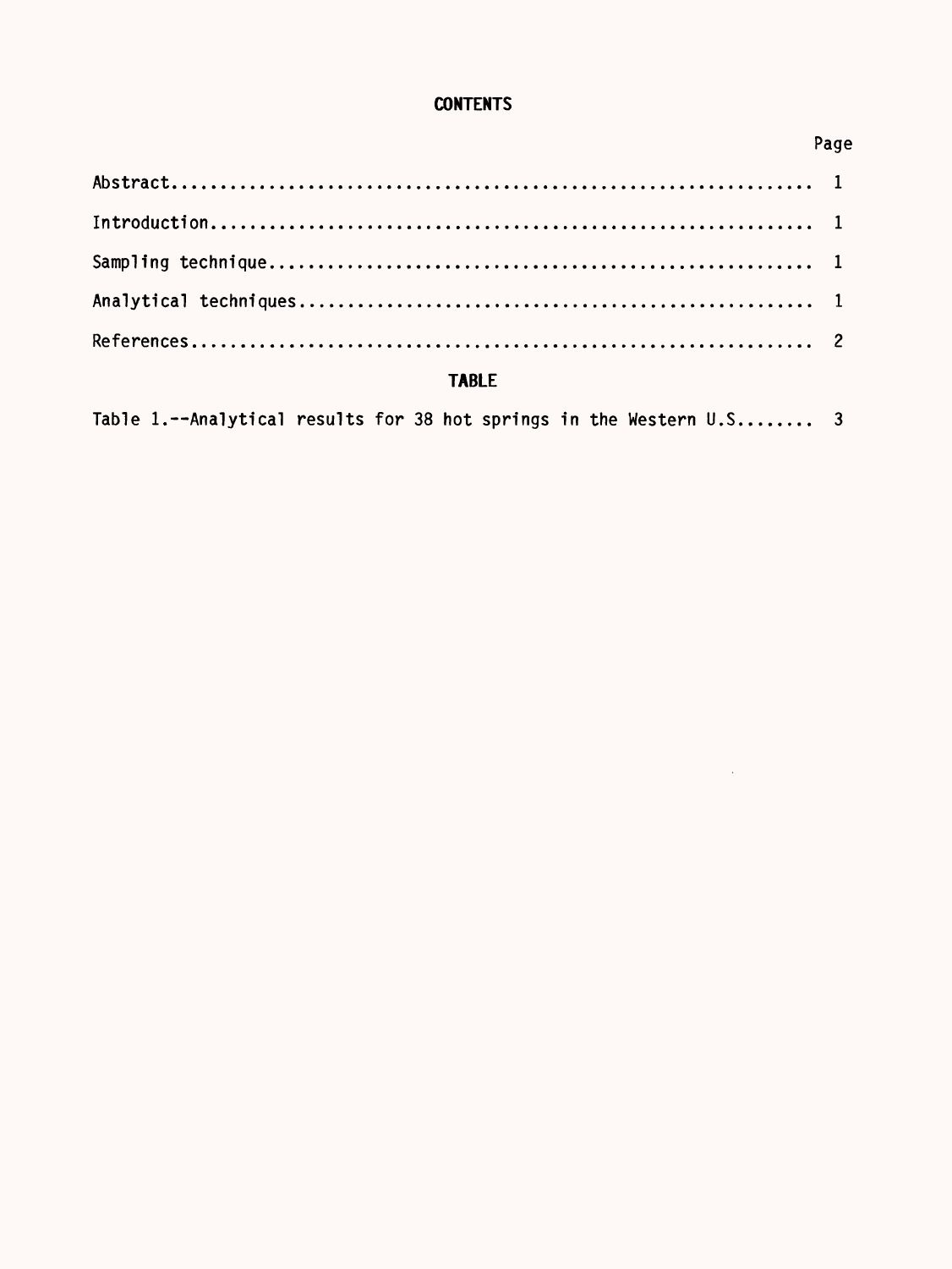# CONTENTS

| | Page |
|---|---|
| Abstract | 1 |
| Introduction | 1 |
| Sampling technique | 1 |
| Analytical techniques | 1 |
| References | 2 |

## TABLE

| | |
|---|---|
| Table 1.--Analytical results for 38 hot springs in the Western U.S | 3 |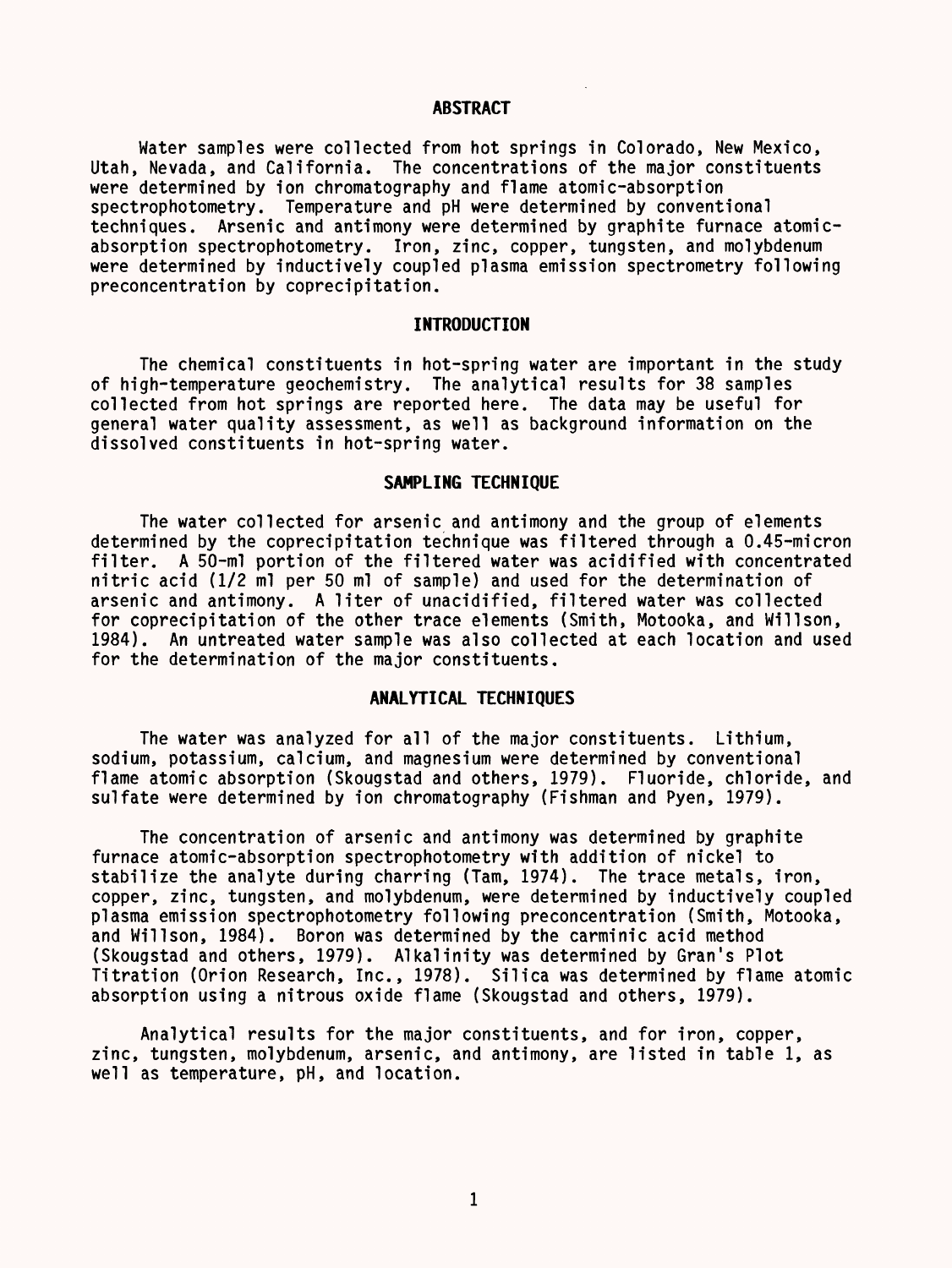## ABSTRACT

Water samples were collected from hot springs in Colorado, New Mexico, Utah, Nevada, and California. The concentrations of the major constituents were determined by ion chromatography and flame atomic-absorption spectrophotometry. Temperature and pH were determined by conventional techniques. Arsenic and antimony were determined by graphite furnace atomic-absorption spectrophotometry. Iron, zinc, copper, tungsten, and molybdenum were determined by inductively coupled plasma emission spectrometry following preconcentration by coprecipitation.

## INTRODUCTION

The chemical constituents in hot-spring water are important in the study of high-temperature geochemistry. The analytical results for 38 samples collected from hot springs are reported here. The data may be useful for general water quality assessment, as well as background information on the dissolved constituents in hot-spring water.

## SAMPLING TECHNIQUE

The water collected for arsenic and antimony and the group of elements determined by the coprecipitation technique was filtered through a 0.45-micron filter. A 50-ml portion of the filtered water was acidified with concentrated nitric acid (1/2 ml per 50 ml of sample) and used for the determination of arsenic and antimony. A liter of unacidified, filtered water was collected for coprecipitation of the other trace elements (Smith, Motooka, and Willson, 1984). An untreated water sample was also collected at each location and used for the determination of the major constituents.

## ANALYTICAL TECHNIQUES

The water was analyzed for all of the major constituents. Lithium, sodium, potassium, calcium, and magnesium were determined by conventional flame atomic absorption (Skougstad and others, 1979). Fluoride, chloride, and sulfate were determined by ion chromatography (Fishman and Pyen, 1979).

The concentration of arsenic and antimony was determined by graphite furnace atomic-absorption spectrophotometry with addition of nickel to stabilize the analyte during charring (Tam, 1974). The trace metals, iron, copper, zinc, tungsten, and molybdenum, were determined by inductively coupled plasma emission spectrophotometry following preconcentration (Smith, Motooka, and Willson, 1984). Boron was determined by the carminic acid method (Skougstad and others, 1979). Alkalinity was determined by Gran's Plot Titration (Orion Research, Inc., 1978). Silica was determined by flame atomic absorption using a nitrous oxide flame (Skougstad and others, 1979).

Analytical results for the major constituents, and for iron, copper, zinc, tungsten, molybdenum, arsenic, and antimony, are listed in table 1, as well as temperature, pH, and location.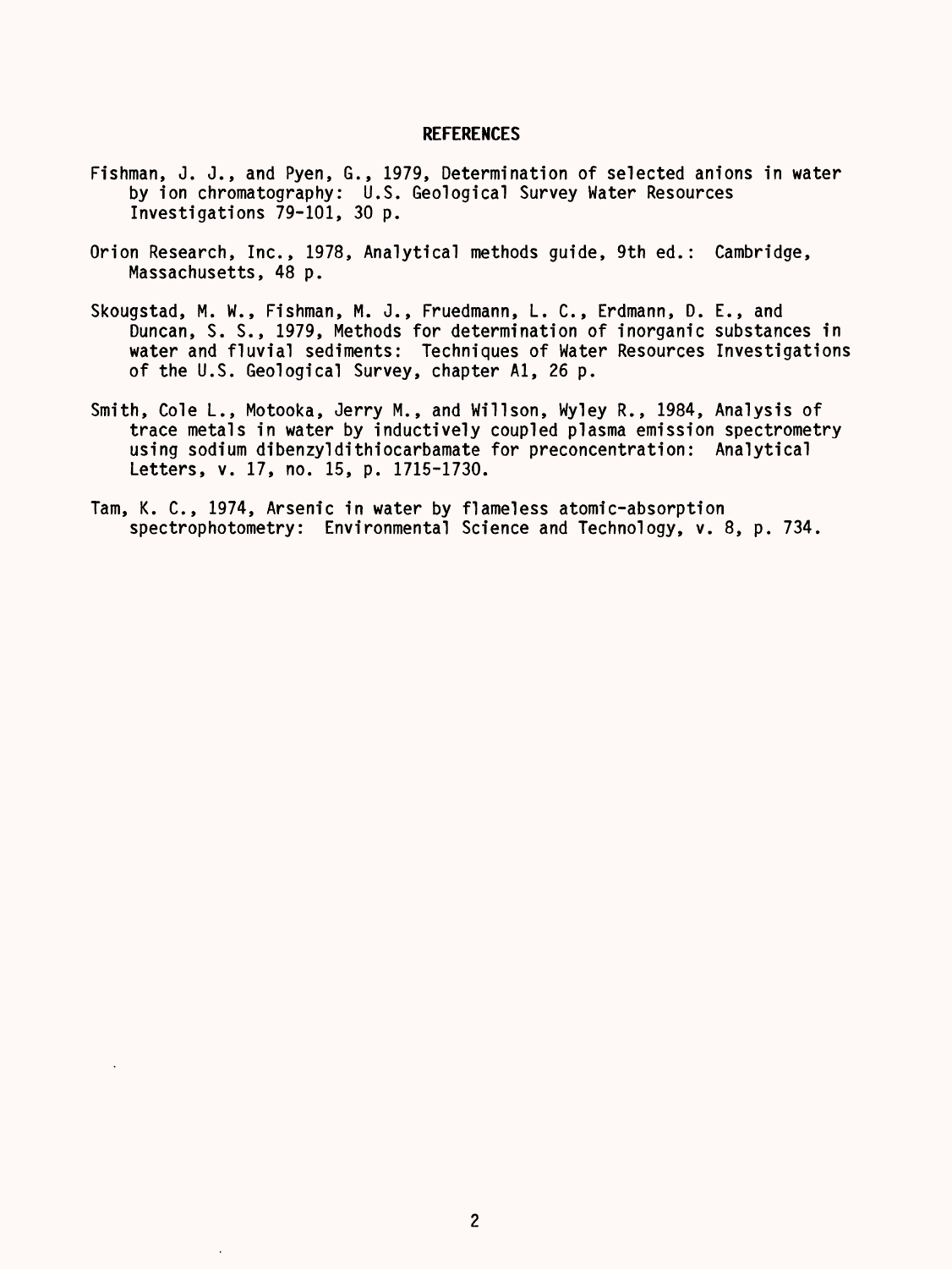## REFERENCES

Fishman, J. J., and Pyen, G., 1979, Determination of selected anions in water by ion chromatography: U.S. Geological Survey Water Resources Investigations 79-101, 30 p.

Orion Research, Inc., 1978, Analytical methods guide, 9th ed.: Cambridge, Massachusetts, 48 p.

Skougstad, M. W., Fishman, M. J., Fruedmann, L. C., Erdmann, D. E., and Duncan, S. S., 1979, Methods for determination of inorganic substances in water and fluvial sediments: Techniques of Water Resources Investigations of the U.S. Geological Survey, chapter A1, 26 p.

Smith, Cole L., Motooka, Jerry M., and Willson, Wyley R., 1984, Analysis of trace metals in water by inductively coupled plasma emission spectrometry using sodium dibenzyldithiocarbamate for preconcentration: Analytical Letters, v. 17, no. 15, p. 1715-1730.

Tam, K. C., 1974, Arsenic in water by flameless atomic-absorption spectrophotometry: Environmental Science and Technology, v. 8, p. 734.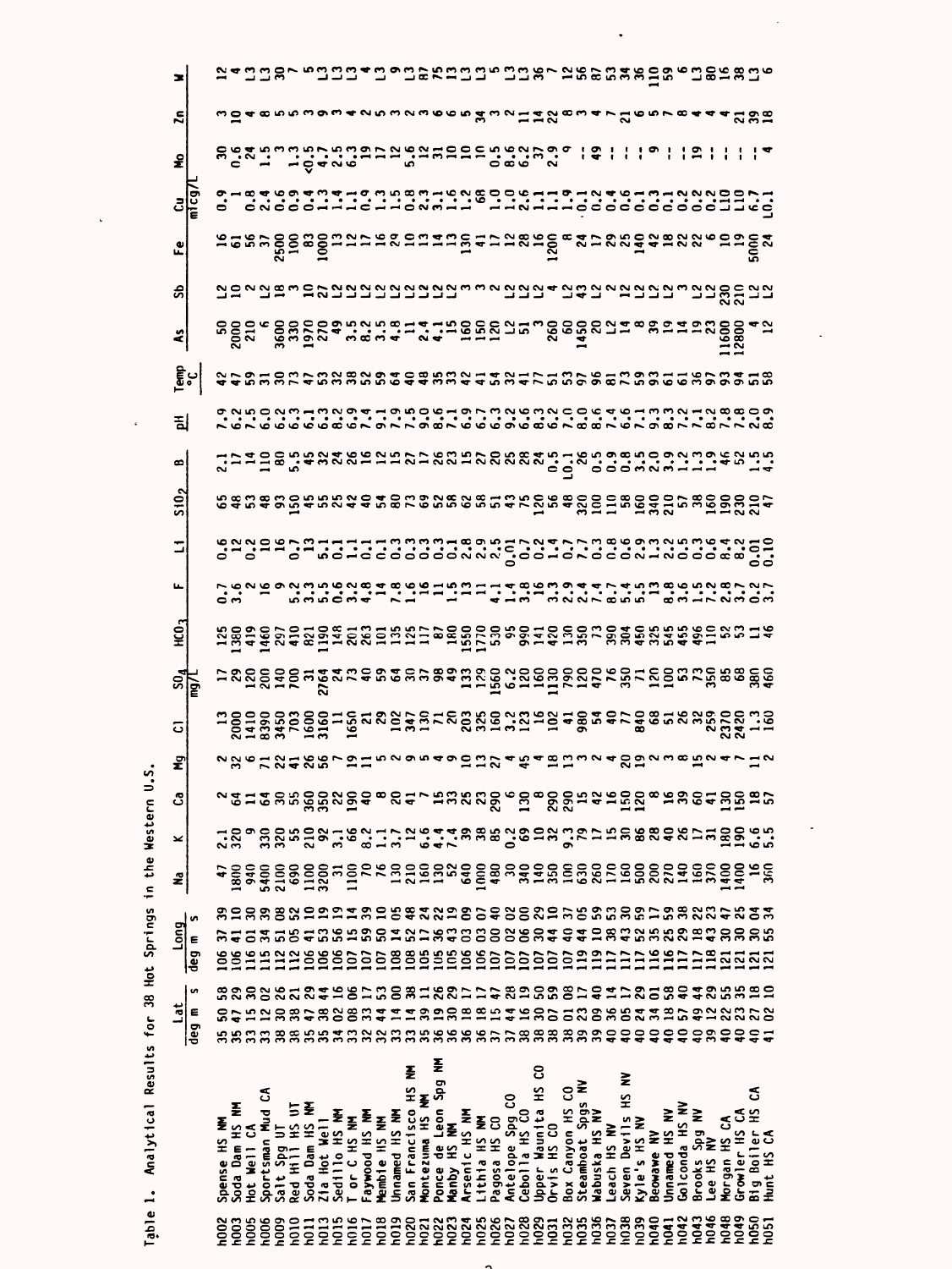Table 1. Analytical Results for 38 Hot Springs in the Western U.S.

| | | Lat | Long | Na | K | Ca | Mg | Cl | $SO_4$ | $HCO_3$ | F | Li | $SiO_2$ | B | pH | Temp | As | Sb | Fe | Cu | Mo | Zn | W |
|---|---|---|---|---|---|---|---|---|---|---|---|---|---|---|---|---|---|---|---|---|---|---|---|
| | | deg m s | deg m s | mg/L | | | | | | | | | | | | °C | mcg/L | | | | | | |
| h002 | Spense HS NM | 35 50 58 | 106 37 39 | 47 | 2.1 | 2 | 2 | 13 | 17 | 125 | 0.7 | 0.6 | 65 | 2.1 | 7.9 | 42 | 50 | L2 | 16 | 0.9 | 30 | 3 | 12 |
| h003 | Soda Dam HS NM | 35 47 29 | 106 41 30 | 1800 | 320 | 64 | 32 | 2000 | 29 | 1380 | 3.6 | 12 | 48 | 17 | 6.2 | 47 | 2000 | 10 | 61 | 1 | 0.6 | 10 | 4 |
| h005 | Hot Well CA | 33 15 30 | 116 01 30 | 940 | 9 | 11 | 6 | 1410 | 120 | 419 | 2 | 0.2 | 53 | 14 | 7.5 | 59 | 210 | 2 | 56 | 0.8 | 24 | 4 | L3 |
| h006 | Sportsman Mud CA | 33 12 02 | 115 34 39 | 5400 | 330 | 64 | 71 | 8390 | 200 | 1460 | 16 | 10 | 48 | 110 | 6.0 | 31 | 6 | L2 | 37 | 2.4 | 1.5 | 8 | L3 |
| h009 | Salt Spg UT | 38 30 26 | 112 51 08 | 2100 | 320 | 30 | 22 | 3450 | 140 | 297 | 9 | 16 | 93 | 80 | 6.2 | 30 | 3600 | 18 | 2500 | 0.6 | 3 | 5 | 30 |
| h010 | Red Hill HS UT | 38 38 21 | 112 05 52 | 690 | 55 | 55 | 41 | 703 | 700 | 410 | 5.2 | 0.7 | 150 | 5.5 | 6.3 | 73 | 330 | 3 | 100 | 0.9 | 1.3 | 5 | 7 |
| h011 | Soda Dam Hot Well NM | 35 47 29 | 106 41 10 | 1100 | 210 | 360 | 26 | 1600 | 31 | 821 | 3.3 | 13 | 45 | 45 | 6.1 | 47 | 1970 | 10 | 83 | 0.4 | <0.5 | 3 | 5 |
| h013 | Zia Hot Well NM | 35 38 44 | 106 53 19 | 3200 | 92 | 350 | 56 | 3160 | 2764 | 1190 | 5.5 | 5.1 | 55 | 32 | 6.3 | 53 | 270 | 27 | 1000 | 1.3 | 4.7 | 9 | L3 |
| h015 | Sedillo HS NM | 34 02 16 | 106 56 19 | 31 | 3.1 | 22 | 7 | 11 | 24 | 148 | 0.6 | 0.1 | 25 | 24 | 8.2 | 32 | 49 | L2 | 13 | 1.4 | 2.5 | 3 | L3 |
| h016 | T or C HS NM | 33 08 06 | 107 15 14 | 1100 | 66 | 190 | 19 | 1650 | 73 | 201 | 3.2 | 1.1 | 42 | 26 | 6.9 | 38 | 3.5 | L2 | 12 | 1.1 | 6.3 | 4 | L3 |
| h017 | Faywood HS NM | 32 33 17 | 107 59 39 | 70 | 8.2 | 40 | 11 | 21 | 40 | 263 | 4.8 | 0.1 | 40 | 16 | 7.4 | 52 | 8.2 | L2 | 17 | 0.9 | 19 | 2 | 4 |
| h018 | Membrie HS NM | 32 44 53 | 107 50 10 | 76 | 1.1 | 8 | 5 | 29 | 59 | 101 | 14 | 0.1 | 54 | 12 | 9.1 | 59 | 3.5 | L2 | 16 | 1.3 | 17 | 5 | L3 |
| h019 | Unnamed HS NM | 33 14 00 | 108 14 05 | 130 | 3.7 | 20 | 2 | 102 | 64 | 135 | 7.8 | 0.3 | 80 | 15 | 7.9 | 64 | 4.8 | L2 | 29 | 1.5 | 12 | 3 | 9 |
| h020 | San Francisco HS NM | 33 14 38 | 108 52 48 | 210 | 12 | 41 | 9 | 347 | 30 | 125 | 1.6 | 0.3 | 73 | 27 | 7.5 | 40 | 11 | L2 | 10 | 0.8 | 5.6 | 2 | L3 |
| h021 | Montezuma HS NM | 35 39 11 | 105 22 24 | 160 | 6.6 | 15 | 5 | 130 | 37 | 117 | 16 | 0.3 | 69 | 17 | 9.0 | 48 | 2.4 | L2 | 13 | 2.3 | 12 | 3 | 87 |
| h022 | Ponce de Leon Spg NM | 36 19 26 | 105 36 22 | 130 | 4.4 | 33 | 4 | 71 | 98 | 87 | 11 | 0.3 | 52 | 26 | 8.6 | 35 | 4.1 | L2 | 14 | 3.1 | 31 | 6 | 75 |
| h023 | Manby HS NM | 36 30 29 | 105 43 19 | 52 | 7.4 | 25 | 9 | 20 | 49 | 180 | 1.5 | 0.1 | 58 | 23 | 7.1 | 33 | 15 | L2 | 13 | 1.6 | 10 | 6 | L3 |
| h024 | Arsenic HS NM | 36 18 17 | 106 03 09 | 640 | 39 | 25 | 10 | 203 | 133 | 1550 | 13 | 2.8 | 62 | 15 | 6.9 | 42 | 160 | 3 | 130 | 1.2 | 10 | 5 | L3 |
| h025 | Lithia HS NM | 36 18 17 | 106 03 07 | 1000 | 38 | 23 | 13 | 325 | 129 | 1770 | 11 | 2.9 | 58 | 27 | 6.7 | 41 | 150 | 3 | 41 | 68 | 10 | 34 | L3 |
| h026 | Pagosa HS CO | 37 15 47 | 107 00 40 | 480 | 85 | 290 | 27 | 160 | 1560 | 530 | 4.1 | 2.5 | 51 | 20 | 6.3 | 54 | 120 | 2 | 17 | 1.0 | 0.5 | 3 | 5 |
| h027 | Antelope Spg CO | 37 44 28 | 107 02 02 | 30 | 0.2 | 6 | 4 | 3.2 | 6.2 | 95 | 1.4 | 0.01 | 43 | 28 | 9.2 | 32 | L2 | L2 | 12 | 1.0 | 8.6 | 2 | L3 |
| h028 | Cebolla HS CO | 38 16 19 | 107 06 00 | 340 | 69 | 130 | 45 | 123 | 120 | 990 | 3.8 | 0.7 | 75 | 24 | 6.6 | 41 | 51 | L2 | 28 | 2.6 | 6.2 | 11 | L3 |
| h029 | Upper Waunita HS CO | 38 30 50 | 107 10 29 | 140 | 10 | 8 | 4 | 16 | 160 | 141 | 16 | 0.2 | 120 | 0.5 | 8.3 | 77 | 3 | L2 | 16 | 1.1 | 37 | 14 | 36 |
| h031 | Orvis HS CO | 38 07 59 | 107 44 10 | 350 | 32 | 290 | 18 | 102 | 1130 | 420 | 3.3 | 1.4 | 56 | L0.1 | 6.2 | 51 | 260 | 4 | 1200 | 1.1 | 2.9 | 22 | 7 |
| h032 | Box Canyon HS CO | 38 01 08 | 107 40 37 | 100 | 9.3 | 290 | 13 | 41 | 790 | 130 | 2.9 | 0.7 | 48 | | 7.0 | 53 | 60 | L2 | 8 | 1.9 | 9 | 8 | 12 |
| h035 | Steamboat Spgs NV | 39 23 17 | 119 44 05 | 630 | 63 | 15 | 3 | 980 | 120 | 350 | 2.4 | 7.7 | 320 | 26 | 8.0 | 97 | 1450 | 43 | 24 | 0.1 | -- | 3 | 56 |
| h036 | Wabuska HS NV | 39 09 40 | 119 10 59 | 260 | 17 | 42 | 2 | 54 | 470 | 73 | 7.4 | 0.3 | 100 | 0.5 | 8.6 | 96 | 20 | L2 | 17 | 0.2 | 49 | 4 | 87 |
| h037 | Leach HS NV | 40 36 14 | 117 38 53 | 170 | 15 | 16 | 4 | 40 | 76 | 390 | 8.7 | 0.8 | 110 | 0.9 | 7.4 | 81 | L2 | 2 | 29 | 0.4 | -- | 7 | 53 |
| h038 | Seven Devils HS NV | 40 05 17 | 117 43 30 | 160 | 30 | 150 | 20 | 77 | 350 | 304 | 5.4 | 0.6 | 58 | 0.8 | 6.6 | 73 | 14 | 12 | 25 | 0.6 | -- | | 34 |
| h039 | Kyle's HS NV | 40 24 29 | 117 52 59 | 500 | 86 | 120 | 19 | 840 | 71 | 450 | 5.5 | 2.9 | 160 | 3.5 | 7.1 | 59 | 8 | L2 | 140 | 0.1 | -- | 21 | 36 |
| h040 | Beowawe NV | 40 34 01 | 116 35 17 | 200 | 28 | 8 | 2 | 68 | 120 | 325 | 13 | 1.3 | 340 | 2.0 | 9.3 | 93 | 39 | L2 | 42 | 0.3 | 9 | 6 | 110 |
| h041 | Unnamed HS NV | 40 18 58 | 116 25 59 | 270 | 40 | 16 | 3 | 51 | 100 | 545 | 8.8 | 2.2 | 210 | 3.9 | 8.3 | 61 | 19 | L2 | 18 | 0.1 | -- | 5 | 59 |
| h042 | Golconda HS NV | 40 57 40 | 117 29 38 | 140 | 26 | 39 | 8 | 26 | 53 | 455 | 3.6 | 0.5 | 57 | 1.2 | 7.2 | 61 | 14 | 3 | 22 | 0.2 | -- | 7 | 6 |
| h043 | Brooks Spg NV | 40 49 44 | 117 18 22 | 160 | 17 | 60 | 15 | 32 | 73 | 496 | 1.5 | 0.3 | 38 | 1.3 | 7.1 | 36 | 19 | L2 | 22 | 0.2 | 19 | 8 | L3 |
| h046 | Lee HS NV | 39 12 29 | 118 43 23 | 370 | 31 | 41 | 2 | 259 | 350 | 110 | 7.2 | 0.6 | 160 | 1.9 | 8.2 | 97 | 23 | L2 | 6 | 0.2 | -- | 4 | 80 |
| h048 | Morgan HS CA | 40 22 55 | 121 30 47 | 1400 | 180 | 130 | 4 | 2370 | 85 | 52 | 2.8 | 8.4 | 190 | 46 | 7.8 | 93 | 11600 | 230 | 10 | L10 | -- | 4 | 16 |
| h049 | Growler HS CA | 40 23 35 | 121 30 25 | 1400 | 190 | 150 | 7 | 2420 | 68 | 53 | 3.7 | 8.2 | 230 | 52 | 7.8 | 94 | 12800 | 210 | 19 | L10 | -- | 21 | 38 |
| h050 | Big Boiler HS CA | 40 27 18 | 121 30 04 | 16 | 6.6 | 18 | 11 | 1.3 | 380 | 11 | 0.2 | 0.01 | 210 | 1.5 | 2.0 | 51 | 4 | L2 | 5000 | 6.7 | -- | 39 | L3 |
| h051 | Hunt HS CA | 41 02 10 | 121 55 34 | 360 | 5.5 | 57 | 2 | 160 | 460 | 46 | 3.7 | 0.10 | 47 | 4.5 | 8.9 | 58 | 12 | L2 | 24 | L0.1 | 4 | 18 | 6 |